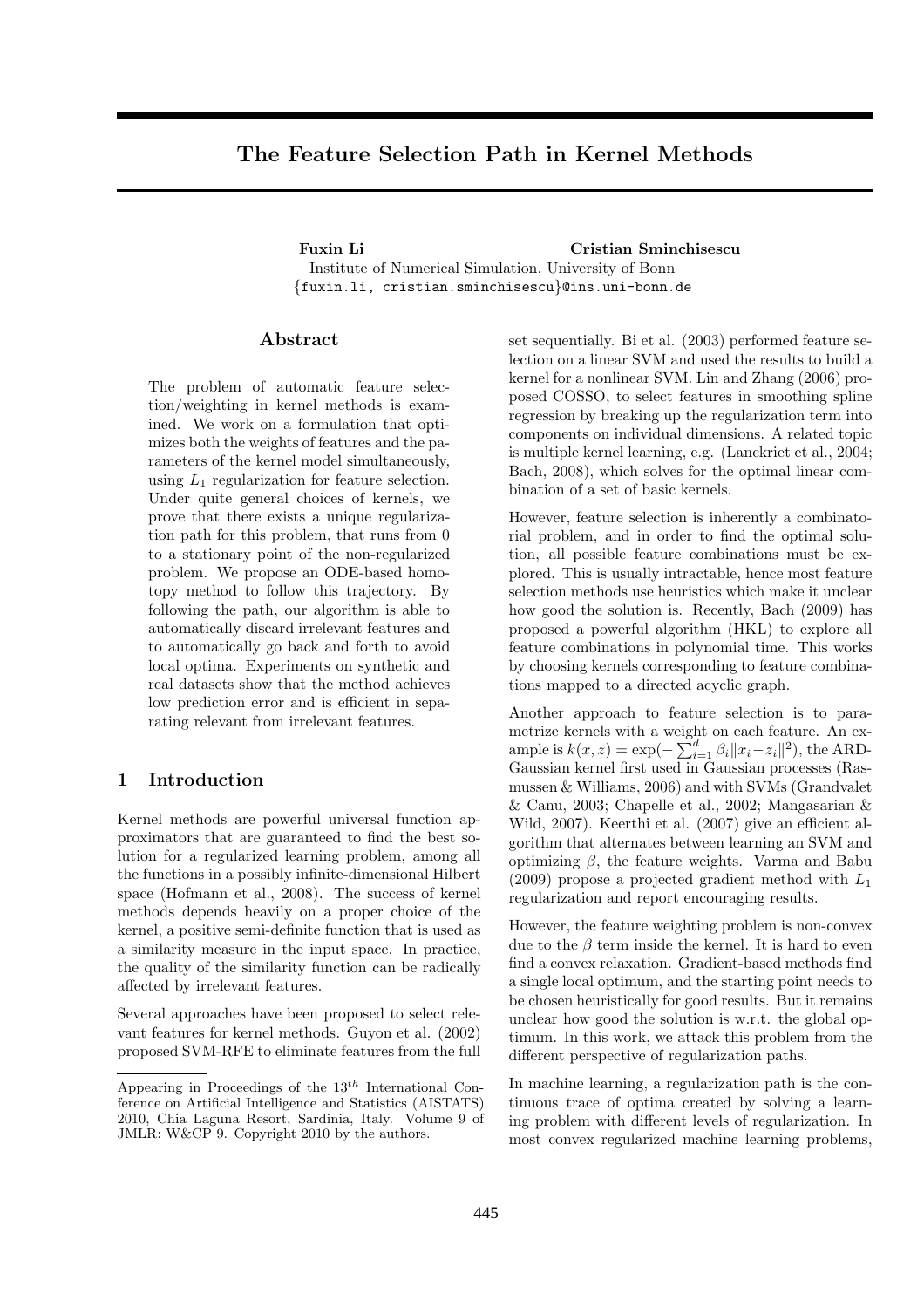# The Feature Selection Path in Kernel Methods

**Fuxin Li** **Cristian Sminchisescu**

Institute of Numerical Simulation, University of Bonn

{fuxin.li, cristian.sminchisescu}@ins.uni-bonn.de

## Abstract

The problem of automatic feature selection/weighting in kernel methods is examined. We work on a formulation that optimizes both the weights of features and the parameters of the kernel model simultaneously, using $L_1$ regularization for feature selection. Under quite general choices of kernels, we prove that there exists a unique regularization path for this problem, that runs from 0 to a stationary point of the non-regularized problem. We propose an ODE-based homotopy method to follow this trajectory. By following the path, our algorithm is able to automatically discard irrelevant features and to automatically go back and forth to avoid local optima. Experiments on synthetic and real datasets show that the method achieves low prediction error and is efficient in separating relevant from irrelevant features.

## 1 Introduction

Kernel methods are powerful universal function approximators that are guaranteed to find the best solution for a regularized learning problem, among all the functions in a possibly infinite-dimensional Hilbert space (Hofmann et al., 2008). The success of kernel methods depends heavily on a proper choice of the kernel, a positive semi-definite function that is used as a similarity measure in the input space. In practice, the quality of the similarity function can be radically affected by irrelevant features.

Several approaches have been proposed to select relevant features for kernel methods. Guyon et al. (2002) proposed SVM-RFE to eliminate features from the full set sequentially. Bi et al. (2003) performed feature selection on a linear SVM and used the results to build a kernel for a nonlinear SVM. Lin and Zhang (2006) proposed COSSO, to select features in smoothing spline regression by breaking up the regularization term into components on individual dimensions. A related topic is multiple kernel learning, e.g. (Lanckriet et al., 2004; Bach, 2008), which solves for the optimal linear combination of a set of basic kernels.

However, feature selection is inherently a combinatorial problem, and in order to find the optimal solution, all possible feature combinations must be explored. This is usually intractable, hence most feature selection methods use heuristics which make it unclear how good the solution is. Recently, Bach (2009) has proposed a powerful algorithm (HKL) to explore all feature combinations in polynomial time. This works by choosing kernels corresponding to feature combinations mapped to a directed acyclic graph.

Another approach to feature selection is to parametrize kernels with a weight on each feature. An example is $k(x, z) = \exp(-\sum_{i=1}^{d} \beta_i \|x_i - z_i\|^2)$, the ARD-Gaussian kernel first used in Gaussian processes (Rasmussen & Williams, 2006) and with SVMs (Grandvalet & Canu, 2003; Chapelle et al., 2002; Mangasarian & Wild, 2007). Keerthi et al. (2007) give an efficient algorithm that alternates between learning an SVM and optimizing $\beta$, the feature weights. Varma and Babu (2009) propose a projected gradient method with $L_1$ regularization and report encouraging results.

However, the feature weighting problem is non-convex due to the $\beta$ term inside the kernel. It is hard to even find a convex relaxation. Gradient-based methods find a single local optimum, and the starting point needs to be chosen heuristically for good results. But it remains unclear how good the solution is w.r.t. the global optimum. In this work, we attack this problem from the different perspective of regularization paths.

In machine learning, a regularization path is the continuous trace of optima created by solving a learning problem with different levels of regularization. In most convex regularized machine learning problems,

Appearing in Proceedings of the $13^{th}$ International Conference on Artificial Intelligence and Statistics (AISTATS) 2010, Chia Laguna Resort, Sardinia, Italy. Volume 9 of JMLR: W&CP 9. Copyright 2010 by the authors.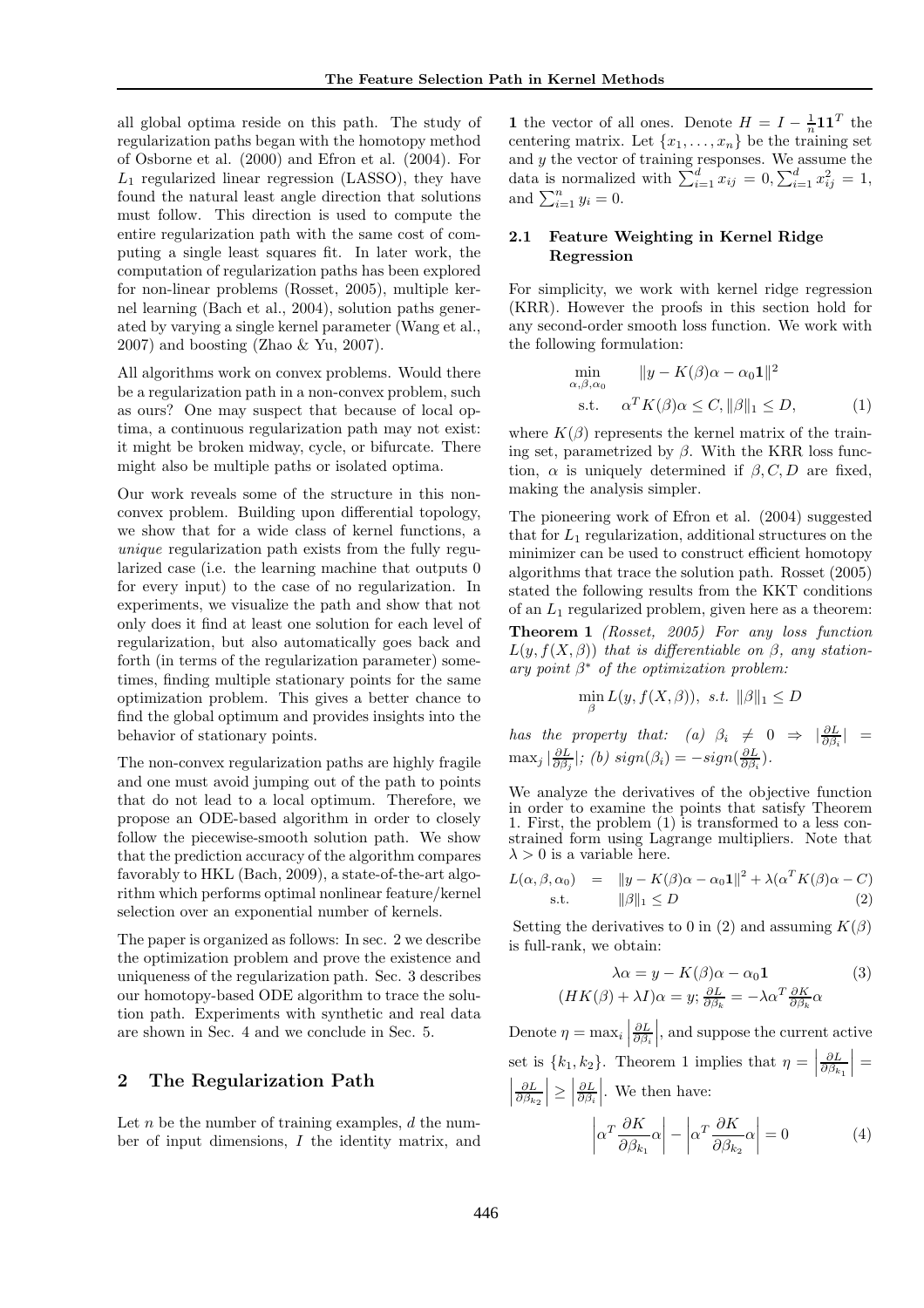all global optima reside on this path. The study of regularization paths began with the homotopy method of Osborne et al. (2000) and Efron et al. (2004). For $L_1$ regularized linear regression (LASSO), they have found the natural least angle direction that solutions must follow. This direction is used to compute the entire regularization path with the same cost of computing a single least squares fit. In later work, the computation of regularization paths has been explored for non-linear problems (Rosset, 2005), multiple kernel learning (Bach et al., 2004), solution paths generated by varying a single kernel parameter (Wang et al., 2007) and boosting (Zhao & Yu, 2007).

All algorithms work on convex problems. Would there be a regularization path in a non-convex problem, such as ours? One may suspect that because of local optima, a continuous regularization path may not exist: it might be broken midway, cycle, or bifurcate. There might also be multiple paths or isolated optima.

Our work reveals some of the structure in this non-convex problem. Building upon differential topology, we show that for a wide class of kernel functions, a *unique* regularization path exists from the fully regularized case (i.e. the learning machine that outputs 0 for every input) to the case of no regularization. In experiments, we visualize the path and show that not only does it find at least one solution for each level of regularization, but also automatically goes back and forth (in terms of the regularization parameter) sometimes, finding multiple stationary points for the same optimization problem. This gives a better chance to find the global optimum and provides insights into the behavior of stationary points.

The non-convex regularization paths are highly fragile and one must avoid jumping out of the path to points that do not lead to a local optimum. Therefore, we propose an ODE-based algorithm in order to closely follow the piecewise-smooth solution path. We show that the prediction accuracy of the algorithm compares favorably to HKL (Bach, 2009), a state-of-the-art algorithm which performs optimal nonlinear feature/kernel selection over an exponential number of kernels.

The paper is organized as follows: In sec. 2 we describe the optimization problem and prove the existence and uniqueness of the regularization path. Sec. 3 describes our homotopy-based ODE algorithm to trace the solution path. Experiments with synthetic and real data are shown in Sec. 4 and we conclude in Sec. 5.

## 2 The Regularization Path

Let $n$ be the number of training examples, $d$ the number of input dimensions, $I$ the identity matrix, and $\mathbf{1}$ the vector of all ones. Denote $H = I - \frac{1}{n}\mathbf{1}\mathbf{1}^T$ the centering matrix. Let $\{x_1, \ldots, x_n\}$ be the training set and $y$ the vector of training responses. We assume the data is normalized with $\sum_{i=1}^d x_{ij} = 0, \sum_{i=1}^d x_{ij}^2 = 1$, and $\sum_{i=1}^n y_i = 0$.

### 2.1 Feature Weighting in Kernel Ridge Regression

For simplicity, we work with kernel ridge regression (KRR). However the proofs in this section hold for any second-order smooth loss function. We work with the following formulation:

$$\min_{\alpha,\beta,\alpha_0} \quad \|y - K(\beta)\alpha - \alpha_0\mathbf{1}\|^2 \\ \text{s.t.} \quad \alpha^T K(\beta)\alpha \le C, \|\beta\|_1 \le D, \tag{1}$$

where $K(\beta)$ represents the kernel matrix of the training set, parametrized by $\beta$. With the KRR loss function, $\alpha$ is uniquely determined if $\beta, C, D$ are fixed, making the analysis simpler.

The pioneering work of Efron et al. (2004) suggested that for $L_1$ regularization, additional structures on the minimizer can be used to construct efficient homotopy algorithms that trace the solution path. Rosset (2005) stated the following results from the KKT conditions of an $L_1$ regularized problem, given here as a theorem:

**Theorem 1** *(Rosset, 2005) For any loss function $L(y, f(X, \beta))$ that is differentiable on $\beta$, any stationary point $\beta^*$ of the optimization problem:*

$$\min_\beta L(y, f(X, \beta)), \ s.t. \ \|\beta\|_1 \le D$$

*has the property that: (a) $\beta_i \neq 0 \Rightarrow |\frac{\partial L}{\partial \beta_i}| = \max_j |\frac{\partial L}{\partial \beta_j}|$; (b) $sign(\beta_i) = -sign(\frac{\partial L}{\partial \beta_i})$.*

We analyze the derivatives of the objective function in order to examine the points that satisfy Theorem 1. First, the problem (1) is transformed to a less constrained form using Lagrange multipliers. Note that $\lambda > 0$ is a variable here.

$$L(\alpha, \beta, \alpha_0) = \|y - K(\beta)\alpha - \alpha_0\mathbf{1}\|^2 + \lambda(\alpha^T K(\beta)\alpha - C) \\ \text{s.t.} \quad \|\beta\|_1 \le D \tag{2}$$

Setting the derivatives to 0 in (2) and assuming $K(\beta)$ is full-rank, we obtain:

$$\lambda\alpha = y - K(\beta)\alpha - \alpha_0\mathbf{1} \tag{3}$$

$$(HK(\beta) + \lambda I)\alpha = y; \frac{\partial L}{\partial \beta_k} = -\lambda\alpha^T \frac{\partial K}{\partial \beta_k}\alpha$$

Denote $\eta = \max_i \left|\frac{\partial L}{\partial \beta_i}\right|$, and suppose the current active set is $\{k_1, k_2\}$. Theorem 1 implies that $\eta = \left|\frac{\partial L}{\partial \beta_{k_1}}\right| = \left|\frac{\partial L}{\partial \beta_{k_2}}\right| \ge \left|\frac{\partial L}{\partial \beta_i}\right|$. We then have:

$$\left|\alpha^T \frac{\partial K}{\partial \beta_{k_1}}\alpha\right| - \left|\alpha^T \frac{\partial K}{\partial \beta_{k_2}}\alpha\right| = 0 \tag{4}$$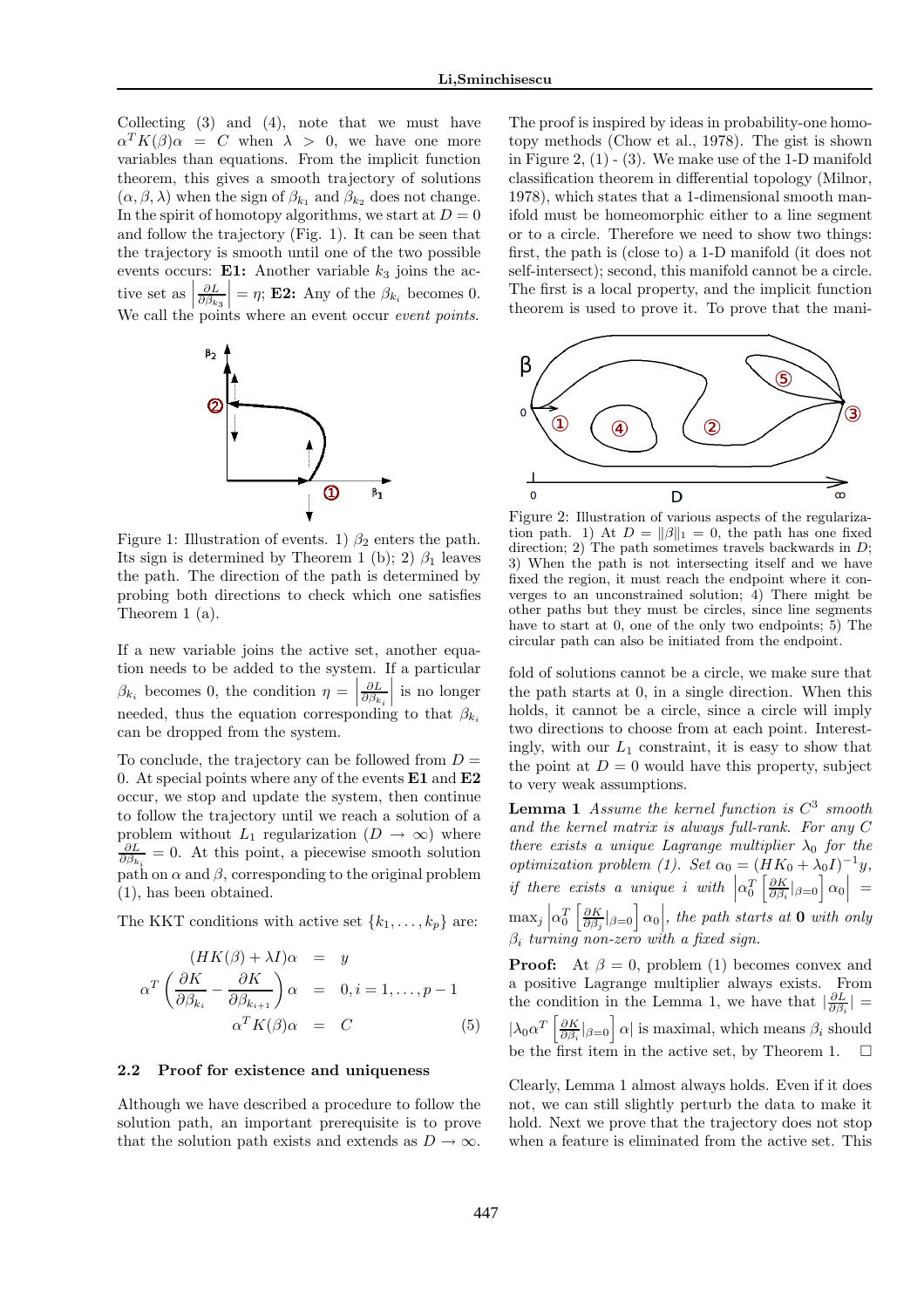Collecting (3) and (4), note that we must have $\alpha^T K(\beta)\alpha = C$ when $\lambda > 0$, we have one more variables than equations. From the implicit function theorem, this gives a smooth trajectory of solutions $(\alpha, \beta, \lambda)$ when the sign of $\beta_{k_1}$ and $\beta_{k_2}$ does not change. In the spirit of homotopy algorithms, we start at $D = 0$ and follow the trajectory (Fig. 1). It can be seen that the trajectory is smooth until one of the two possible events occurs: **E1:** Another variable $k_3$ joins the active set as $\left|\frac{\partial L}{\partial \beta_{k_3}}\right| = \eta$; **E2:** Any of the $\beta_{k_i}$ becomes 0. We call the points where an event occur *event points*.

Figure 1: Illustration of events. 1) $\beta_2$ enters the path. Its sign is determined by Theorem 1 (b); 2) $\beta_1$ leaves the path. The direction of the path is determined by probing both directions to check which one satisfies Theorem 1 (a).

If a new variable joins the active set, another equation needs to be added to the system. If a particular $\beta_{k_i}$ becomes 0, the condition $\eta = \left|\frac{\partial L}{\partial \beta_{k_i}}\right|$ is no longer needed, thus the equation corresponding to that $\beta_{k_i}$ can be dropped from the system.

To conclude, the trajectory can be followed from $D = 0$. At special points where any of the events **E1** and **E2** occur, we stop and update the system, then continue to follow the trajectory until we reach a solution of a problem without $L_1$ regularization ($D \to \infty$) where $\frac{\partial L}{\partial \beta_{k_i}} = 0$. At this point, a piecewise smooth solution path on $\alpha$ and $\beta$, corresponding to the original problem (1), has been obtained.

The KKT conditions with active set $\{k_1, \ldots, k_p\}$ are:

$$
\begin{aligned}
(HK(\beta) + \lambda I)\alpha &= y \\
\alpha^T \left(\frac{\partial K}{\partial \beta_{k_i}} - \frac{\partial K}{\partial \beta_{k_{i+1}}}\right)\alpha &= 0, i = 1, \ldots, p-1 \\
\alpha^T K(\beta)\alpha &= C
\end{aligned} \tag{5}
$$

### 2.2 Proof for existence and uniqueness

Although we have described a procedure to follow the solution path, an important prerequisite is to prove that the solution path exists and extends as $D \to \infty$. The proof is inspired by ideas in probability-one homotopy methods (Chow et al., 1978). The gist is shown in Figure 2, (1) - (3). We make use of the 1-D manifold classification theorem in differential topology (Milnor, 1978), which states that a 1-dimensional smooth manifold must be homeomorphic either to a line segment or to a circle. Therefore we need to show two things: first, the path is (close to) a 1-D manifold (it does not self-intersect); second, this manifold cannot be a circle. The first is a local property, and the implicit function theorem is used to prove it. To prove that the manifold of solutions cannot be a circle, we make sure that the path starts at 0, in a single direction. When this holds, it cannot be a circle, since a circle will imply two directions to choose from at each point. Interestingly, with our $L_1$ constraint, it is easy to show that the point at $D = 0$ would have this property, subject to very weak assumptions.

Figure 2: Illustration of various aspects of the regularization path. 1) At $D = \|\beta\|_1 = 0$, the path has one fixed direction; 2) The path sometimes travels backwards in $D$; 3) When the path is not intersecting itself and we have fixed the region, it must reach the endpoint where it converges to an unconstrained solution; 4) There might be other paths but they must be circles, since line segments have to start at 0, one of the only two endpoints; 5) The circular path can also be initiated from the endpoint.

**Lemma 1** *Assume the kernel function is $C^3$ smooth and the kernel matrix is always full-rank. For any $C$ there exists a unique Lagrange multiplier $\lambda_0$ for the optimization problem (1). Set $\alpha_0 = (HK_0 + \lambda_0 I)^{-1} y$, if there exists a unique $i$ with $\left|\alpha_0^T \left[\frac{\partial K}{\partial \beta_i}|_{\beta=0}\right]\alpha_0\right| = \max_j \left|\alpha_0^T \left[\frac{\partial K}{\partial \beta_j}|_{\beta=0}\right]\alpha_0\right|$, the path starts at $\mathbf{0}$ with only $\beta_i$ turning non-zero with a fixed sign.*

**Proof:** At $\beta = 0$, problem (1) becomes convex and a positive Lagrange multiplier always exists. From the condition in the Lemma 1, we have that $|\frac{\partial L}{\partial \beta_i}| = |\lambda_0 \alpha^T \left[\frac{\partial K}{\partial \beta_i}|_{\beta=0}\right]\alpha|$ is maximal, which means $\beta_i$ should be the first item in the active set, by Theorem 1. $\square$

Clearly, Lemma 1 almost always holds. Even if it does not, we can still slightly perturb the data to make it hold. Next we prove that the trajectory does not stop when a feature is eliminated from the active set. This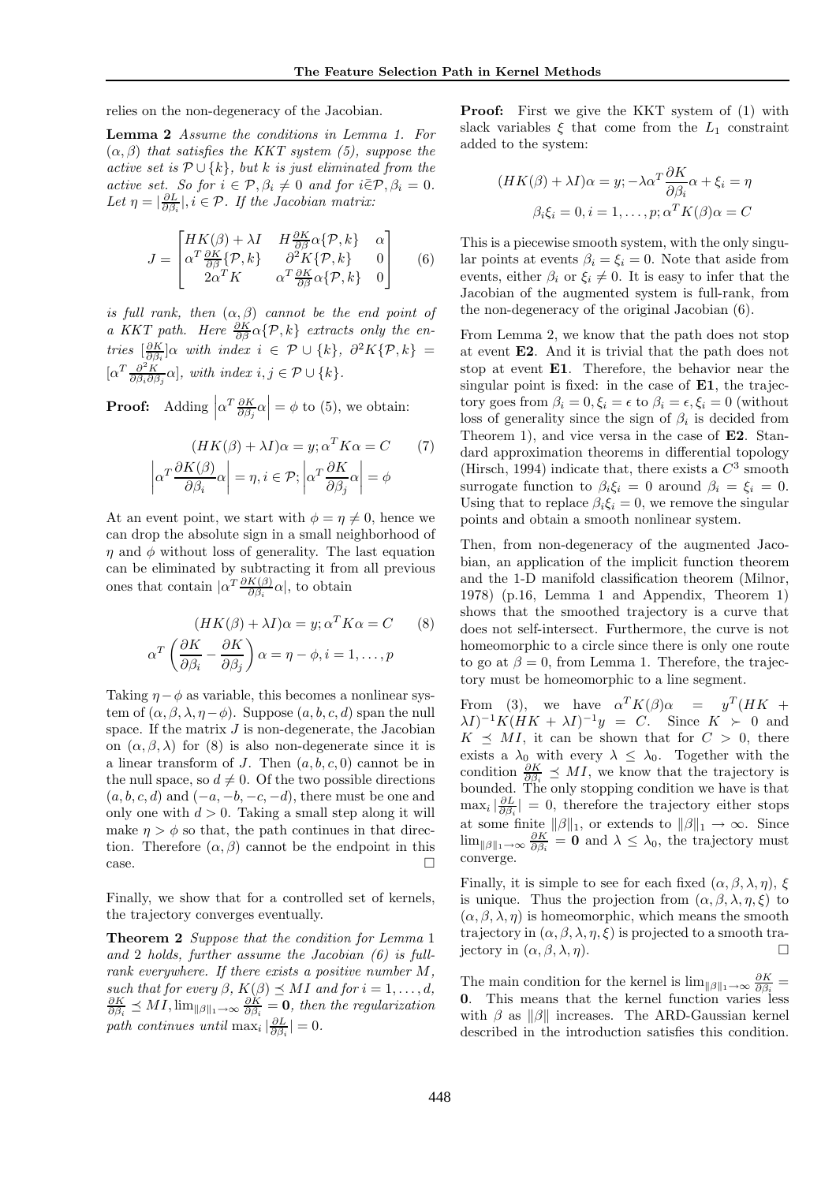relies on the non-degeneracy of the Jacobian.

**Lemma 2** *Assume the conditions in Lemma 1. For $(\alpha, \beta)$ that satisfies the KKT system (5), suppose the active set is $\mathcal{P} \cup \{k\}$, but $k$ is just eliminated from the active set. So for $i \in \mathcal{P}, \beta_i \neq 0$ and for $i \bar{\in} \mathcal{P}, \beta_i = 0$. Let $\eta = |\frac{\partial L}{\partial \beta_i}|, i \in \mathcal{P}$. If the Jacobian matrix:*

$$J = \begin{bmatrix} HK(\beta) + \lambda I & H\frac{\partial K}{\partial \beta}\alpha\{\mathcal{P}, k\} & \alpha \\ \alpha^T \frac{\partial K}{\partial \beta}\{\mathcal{P}, k\} & \partial^2 K\{\mathcal{P}, k\} & 0 \\ 2\alpha^T K & \alpha^T \frac{\partial K}{\partial \beta}\alpha\{\mathcal{P}, k\} & 0 \end{bmatrix} \quad (6)$$

*is full rank, then $(\alpha, \beta)$ cannot be the end point of a KKT path. Here $\frac{\partial K}{\partial \beta}\alpha\{\mathcal{P}, k\}$ extracts only the entries $[\frac{\partial K}{\partial \beta_i}]\alpha$ with index $i \in \mathcal{P} \cup \{k\}$, $\partial^2 K\{\mathcal{P}, k\} = [\alpha^T \frac{\partial^2 K}{\partial \beta_i \partial \beta_j}\alpha]$, with index $i, j \in \mathcal{P} \cup \{k\}$.*

**Proof:** Adding $\left|\alpha^T \frac{\partial K}{\partial \beta_j}\alpha\right| = \phi$ to (5), we obtain:

$$(HK(\beta) + \lambda I)\alpha = y; \alpha^T K\alpha = C \quad (7)$$
$$\left|\alpha^T \frac{\partial K(\beta)}{\partial \beta_i}\alpha\right| = \eta, i \in \mathcal{P}; \left|\alpha^T \frac{\partial K}{\partial \beta_j}\alpha\right| = \phi$$

At an event point, we start with $\phi = \eta \neq 0$, hence we can drop the absolute sign in a small neighborhood of $\eta$ and $\phi$ without loss of generality. The last equation can be eliminated by subtracting it from all previous ones that contain $|\alpha^T \frac{\partial K(\beta)}{\partial \beta_i}\alpha|$, to obtain

$$(HK(\beta) + \lambda I)\alpha = y; \alpha^T K\alpha = C \quad (8)$$
$$\alpha^T \left(\frac{\partial K}{\partial \beta_i} - \frac{\partial K}{\partial \beta_j}\right)\alpha = \eta - \phi, i = 1, \ldots, p$$

Taking $\eta - \phi$ as variable, this becomes a nonlinear system of $(\alpha, \beta, \lambda, \eta - \phi)$. Suppose $(a, b, c, d)$ span the null space. If the matrix $J$ is non-degenerate, the Jacobian on $(\alpha, \beta, \lambda)$ for (8) is also non-degenerate since it is a linear transform of $J$. Then $(a, b, c, 0)$ cannot be in the null space, so $d \neq 0$. Of the two possible directions $(a, b, c, d)$ and $(-a, -b, -c, -d)$, there must be one and only one with $d > 0$. Taking a small step along it will make $\eta > \phi$ so that, the path continues in that direction. Therefore $(\alpha, \beta)$ cannot be the endpoint in this case. $\square$

Finally, we show that for a controlled set of kernels, the trajectory converges eventually.

**Theorem 2** *Suppose that the condition for Lemma 1 and 2 holds, further assume the Jacobian (6) is full-rank everywhere. If there exists a positive number $M$, such that for every $\beta$, $K(\beta) \preceq MI$ and for $i = 1, \ldots, d$, $\frac{\partial K}{\partial \beta_i} \preceq MI, \lim_{\|\beta\|_1 \to \infty} \frac{\partial K}{\partial \beta_i} = \mathbf{0}$, then the regularization path continues until $\max_i |\frac{\partial L}{\partial \beta_i}| = 0$.*

**Proof:** First we give the KKT system of (1) with slack variables $\xi$ that come from the $L_1$ constraint added to the system:

$$(HK(\beta) + \lambda I)\alpha = y; -\lambda\alpha^T \frac{\partial K}{\partial \beta_i}\alpha + \xi_i = \eta$$
$$\beta_i \xi_i = 0, i = 1, \ldots, p; \alpha^T K(\beta)\alpha = C$$

This is a piecewise smooth system, with the only singular points at events $\beta_i = \xi_i = 0$. Note that aside from events, either $\beta_i$ or $\xi_i \neq 0$. It is easy to infer that the Jacobian of the augmented system is full-rank, from the non-degeneracy of the original Jacobian (6).

From Lemma 2, we know that the path does not stop at event **E2**. And it is trivial that the path does not stop at event **E1**. Therefore, the behavior near the singular point is fixed: in the case of **E1**, the trajectory goes from $\beta_i = 0, \xi_i = \epsilon$ to $\beta_i = \epsilon, \xi_i = 0$ (without loss of generality since the sign of $\beta_i$ is decided from Theorem 1), and vice versa in the case of **E2**. Standard approximation theorems in differential topology (Hirsch, 1994) indicate that, there exists a $C^3$ smooth surrogate function to $\beta_i \xi_i = 0$ around $\beta_i = \xi_i = 0$. Using that to replace $\beta_i \xi_i = 0$, we remove the singular points and obtain a smooth nonlinear system.

Then, from non-degeneracy of the augmented Jacobian, an application of the implicit function theorem and the 1-D manifold classification theorem (Milnor, 1978) (p.16, Lemma 1 and Appendix, Theorem 1) shows that the smoothed trajectory is a curve that does not self-intersect. Furthermore, the curve is not homeomorphic to a circle since there is only one route to go at $\beta = 0$, from Lemma 1. Therefore, the trajectory must be homeomorphic to a line segment.

From (3), we have $\alpha^T K(\beta)\alpha = y^T(HK + \lambda I)^{-1}K(HK + \lambda I)^{-1}y = C$. Since $K \succ 0$ and $K \preceq MI$, it can be shown that for $C > 0$, there exists a $\lambda_0$ with every $\lambda \leq \lambda_0$. Together with the condition $\frac{\partial K}{\partial \beta_i} \preceq MI$, we know that the trajectory is bounded. The only stopping condition we have is that $\max_i |\frac{\partial L}{\partial \beta_i}| = 0$, therefore the trajectory either stops at some finite $\|\beta\|_1$, or extends to $\|\beta\|_1 \to \infty$. Since $\lim_{\|\beta\|_1 \to \infty} \frac{\partial K}{\partial \beta_i} = \mathbf{0}$ and $\lambda \leq \lambda_0$, the trajectory must converge.

Finally, it is simple to see for each fixed $(\alpha, \beta, \lambda, \eta)$, $\xi$ is unique. Thus the projection from $(\alpha, \beta, \lambda, \eta, \xi)$ to $(\alpha, \beta, \lambda, \eta)$ is homeomorphic, which means the smooth trajectory in $(\alpha, \beta, \lambda, \eta, \xi)$ is projected to a smooth trajectory in $(\alpha, \beta, \lambda, \eta)$. $\square$

The main condition for the kernel is $\lim_{\|\beta\|_1 \to \infty} \frac{\partial K}{\partial \beta_i} = \mathbf{0}$. This means that the kernel function varies less with $\beta$ as $\|\beta\|$ increases. The ARD-Gaussian kernel described in the introduction satisfies this condition.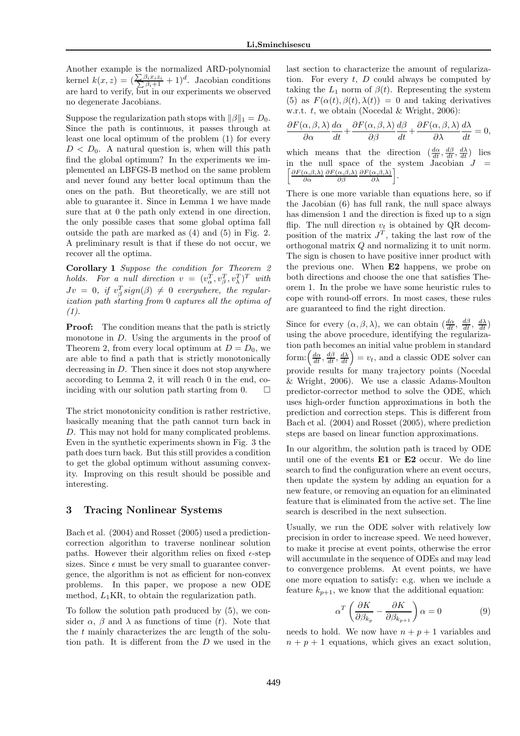Another example is the normalized ARD-polynomial kernel $k(x,z) = (\frac{\sum \beta_i x_i z_i}{\sum \beta_i + 1} + 1)^d$. Jacobian conditions are hard to verify, but in our experiments we observed no degenerate Jacobians.

Suppose the regularization path stops with $\|\beta\|_1 = D_0$. Since the path is continuous, it passes through at least one local optimum of the problem (1) for every $D < D_0$. A natural question is, when will this path find the global optimum? In the experiments we implemented an LBFGS-B method on the same problem and never found any better local optimum than the ones on the path. But theoretically, we are still not able to guarantee it. Since in Lemma 1 we have made sure that at 0 the path only extend in one direction, the only possible cases that some global optima fall outside the path are marked as (4) and (5) in Fig. 2. A preliminary result is that if these do not occur, we recover all the optima.

**Corollary 1** *Suppose the condition for Theorem 2 holds. For a null direction $v = (v_\alpha^T, v_\beta^T, v_\lambda^T)^T$ with $Jv = 0$, if $v_\beta^T sign(\beta) \neq 0$ everywhere, the regularization path starting from 0 captures all the optima of (1).*

**Proof:** The condition means that the path is strictly monotone in $D$. Using the arguments in the proof of Theorem 2, from every local optimum at $D = D_0$, we are able to find a path that is strictly monotonically decreasing in $D$. Then since it does not stop anywhere according to Lemma 2, it will reach 0 in the end, coinciding with our solution path starting from 0. □

The strict monotonicity condition is rather restrictive, basically meaning that the path cannot turn back in $D$. This may not hold for many complicated problems. Even in the synthetic experiments shown in Fig. 3 the path does turn back. But this still provides a condition to get the global optimum without assuming convexity. Improving on this result should be possible and interesting.

## 3 Tracing Nonlinear Systems

Bach et al. (2004) and Rosset (2005) used a prediction-correction algorithm to traverse nonlinear solution paths. However their algorithm relies on fixed $\epsilon$-step sizes. Since $\epsilon$ must be very small to guarantee convergence, the algorithm is not as efficient for non-convex problems. In this paper, we propose a new ODE method, $L_1$KR, to obtain the regularization path.

To follow the solution path produced by (5), we consider $\alpha$, $\beta$ and $\lambda$ as functions of time ($t$). Note that the $t$ mainly characterizes the arc length of the solution path. It is different from the $D$ we used in the last section to characterize the amount of regularization. For every $t$, $D$ could always be computed by taking the $L_1$ norm of $\beta(t)$. Representing the system (5) as $F(\alpha(t), \beta(t), \lambda(t)) = 0$ and taking derivatives w.r.t. $t$, we obtain (Nocedal & Wright, 2006):

$$\frac{\partial F(\alpha,\beta,\lambda)}{\partial \alpha}\frac{d\alpha}{dt} + \frac{\partial F(\alpha,\beta,\lambda)}{\partial \beta}\frac{d\beta}{dt} + \frac{\partial F(\alpha,\beta,\lambda)}{\partial \lambda}\frac{d\lambda}{dt} = 0,$$

which means that the direction $(\frac{d\alpha}{dt}, \frac{d\beta}{dt}, \frac{d\lambda}{dt})$ lies in the null space of the system Jacobian $J = \left[\frac{\partial F(\alpha,\beta,\lambda)}{\partial \alpha}\frac{\partial F(\alpha,\beta,\lambda)}{\partial \beta}\frac{\partial F(\alpha,\beta,\lambda)}{\partial \lambda}\right]$.

There is one more variable than equations here, so if the Jacobian (6) has full rank, the null space always has dimension 1 and the direction is fixed up to a sign flip. The null direction $v_t$ is obtained by QR decomposition of the matrix $J^T$, taking the last row of the orthogonal matrix $Q$ and normalizing it to unit norm. The sign is chosen to have positive inner product with the previous one. When **E2** happens, we probe on both directions and choose the one that satisfies Theorem 1. In the probe we have some heuristic rules to cope with round-off errors. In most cases, these rules are guaranteed to find the right direction.

Since for every $(\alpha, \beta, \lambda)$, we can obtain $(\frac{d\alpha}{dt}, \frac{d\beta}{dt}, \frac{d\lambda}{dt})$ using the above procedure, identifying the regularization path becomes an initial value problem in standard form: $\left(\frac{d\alpha}{dt}, \frac{d\beta}{dt}, \frac{d\lambda}{dt}\right) = v_t$, and a classic ODE solver can provide results for many trajectory points (Nocedal & Wright, 2006). We use a classic Adams-Moulton predictor-corrector method to solve the ODE, which uses high-order function approximations in both the prediction and correction steps. This is different from Bach et al. (2004) and Rosset (2005), where prediction steps are based on linear function approximations.

In our algorithm, the solution path is traced by ODE until one of the events **E1** or **E2** occur. We do line search to find the configuration where an event occurs, then update the system by adding an equation for a new feature, or removing an equation for an eliminated feature that is eliminated from the active set. The line search is described in the next subsection.

Usually, we run the ODE solver with relatively low precision in order to increase speed. We need however, to make it precise at event points, otherwise the error will accumulate in the sequence of ODEs and may lead to convergence problems. At event points, we have one more equation to satisfy: e.g. when we include a feature $k_{p+1}$, we know that the additional equation:

$$\alpha^T \left(\frac{\partial K}{\partial \beta_{k_p}} - \frac{\partial K}{\partial \beta_{k_{p+1}}}\right)\alpha = 0 \tag{9}$$

needs to hold. We now have $n + p + 1$ variables and $n + p + 1$ equations, which gives an exact solution,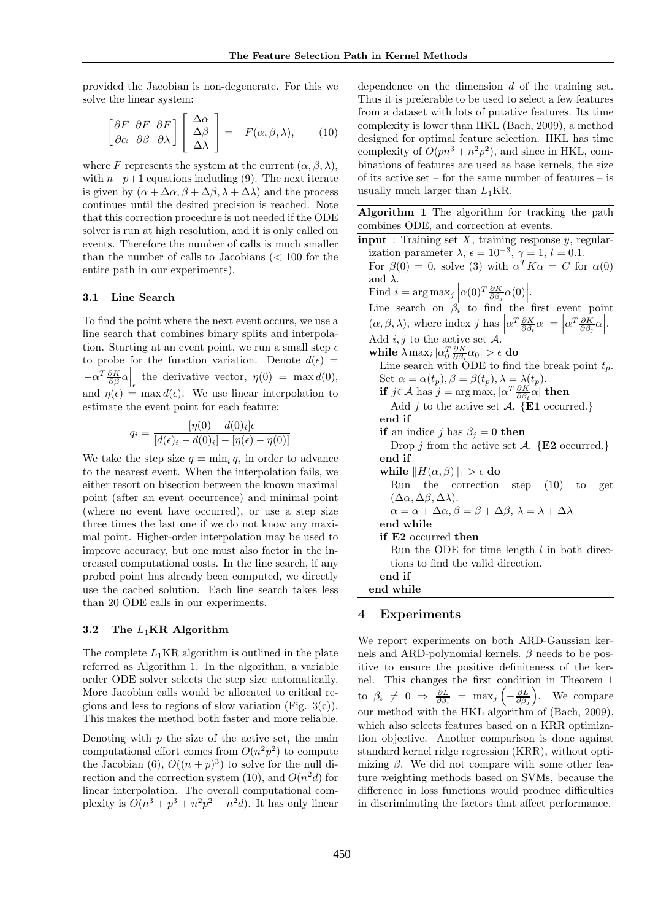provided the Jacobian is non-degenerate. For this we solve the linear system:

$$\left[\frac{\partial F}{\partial \alpha}\ \frac{\partial F}{\partial \beta}\ \frac{\partial F}{\partial \lambda}\right] \left[\begin{array}{c} \Delta\alpha \\ \Delta\beta \\ \Delta\lambda \end{array}\right] = -F(\alpha, \beta, \lambda), \qquad (10)$$

where $F$ represents the system at the current $(\alpha, \beta, \lambda)$, with $n+p+1$ equations including (9). The next iterate is given by $(\alpha + \Delta\alpha, \beta + \Delta\beta, \lambda + \Delta\lambda)$ and the process continues until the desired precision is reached. Note that this correction procedure is not needed if the ODE solver is run at high resolution, and it is only called on events. Therefore the number of calls is much smaller than the number of calls to Jacobians ($< 100$ for the entire path in our experiments).

### 3.1 Line Search

To find the point where the next event occurs, we use a line search that combines binary splits and interpolation. Starting at an event point, we run a small step $\epsilon$ to probe for the function variation. Denote $d(\epsilon) = -\alpha^T \frac{\partial K}{\partial \beta}\alpha\Big|_\epsilon$ the derivative vector, $\eta(0) = \max d(0)$, and $\eta(\epsilon) = \max d(\epsilon)$. We use linear interpolation to estimate the event point for each feature:

$$q_i = \frac{[\eta(0) - d(0)_i]\epsilon}{[d(\epsilon)_i - d(0)_i] - [\eta(\epsilon) - \eta(0)]}$$

We take the step size $q = \min_i q_i$ in order to advance to the nearest event. When the interpolation fails, we either resort on bisection between the known maximal point (after an event occurrence) and minimal point (where no event have occurred), or use a step size three times the last one if we do not know any maximal point. Higher-order interpolation may be used to improve accuracy, but one must also factor in the increased computational costs. In the line search, if any probed point has already been computed, we directly use the cached solution. Each line search takes less than 20 ODE calls in our experiments.

### 3.2 The $L_1$KR Algorithm

The complete $L_1$KR algorithm is outlined in the plate referred as Algorithm 1. In the algorithm, a variable order ODE solver selects the step size automatically. More Jacobian calls would be allocated to critical regions and less to regions of slow variation (Fig. 3(c)). This makes the method both faster and more reliable.

Denoting with $p$ the size of the active set, the main computational effort comes from $O(n^2p^2)$ to compute the Jacobian (6), $O((n+p)^3)$ to solve for the null direction and the correction system (10), and $O(n^2d)$ for linear interpolation. The overall computational complexity is $O(n^3 + p^3 + n^2p^2 + n^2d)$. It has only linear dependence on the dimension $d$ of the training set. Thus it is preferable to be used to select a few features from a dataset with lots of putative features. Its time complexity is lower than HKL (Bach, 2009), a method designed for optimal feature selection. HKL has time complexity of $O(pn^3 + n^2p^2)$, and since in HKL, combinations of features are used as base kernels, the size of its active set – for the same number of features – is usually much larger than $L_1$KR.

**Algorithm 1** The algorithm for tracking the path combines ODE, and correction at events.

```
input : Training set X, training response y, regularization parameter λ, ε = 10^{-3}, γ = 1, l = 0.1.
  For β(0) = 0, solve (3) with α^T K α = C for α(0) and λ.
  Find i = argmax_j |α(0)^T (∂K/∂β_j) α(0)|.
  Line search on β_i to find the first event point (α, β, λ), where index j has |α^T (∂K/∂β_i) α| = |α^T (∂K/∂β_j) α|.
  Add i, j to the active set A.
  while λ max_i |α_0^T (∂K/∂β_i) α_0| > ε do
    Line search with ODE to find the break point t_p.
    Set α = α(t_p), β = β(t_p), λ = λ(t_p).
    if j ∉ A has j = argmax_i |α^T (∂K/∂β_i) α| then
      Add j to the active set A. {E1 occurred.}
    end if
    if an indice j has β_j = 0 then
      Drop j from the active set A. {E2 occurred.}
    end if
    while ||H(α, β)||_1 > ε do
      Run the correction step (10) to get (Δα, Δβ, Δλ).
      α = α + Δα, β = β + Δβ, λ = λ + Δλ
    end while
    if E2 occurred then
      Run the ODE for time length l in both directions to find the valid direction.
    end if
  end while
```

## 4 Experiments

We report experiments on both ARD-Gaussian kernels and ARD-polynomial kernels. $\beta$ needs to be positive to ensure the positive definiteness of the kernel. This changes the first condition in Theorem 1 to $\beta_i \neq 0 \Rightarrow \frac{\partial L}{\partial \beta_i} = \max_j \left(-\frac{\partial L}{\partial \beta_j}\right)$. We compare our method with the HKL algorithm of (Bach, 2009), which also selects features based on a KRR optimization objective. Another comparison is done against standard kernel ridge regression (KRR), without optimizing $\beta$. We did not compare with some other feature weighting methods based on SVMs, because the difference in loss functions would produce difficulties in discriminating the factors that affect performance.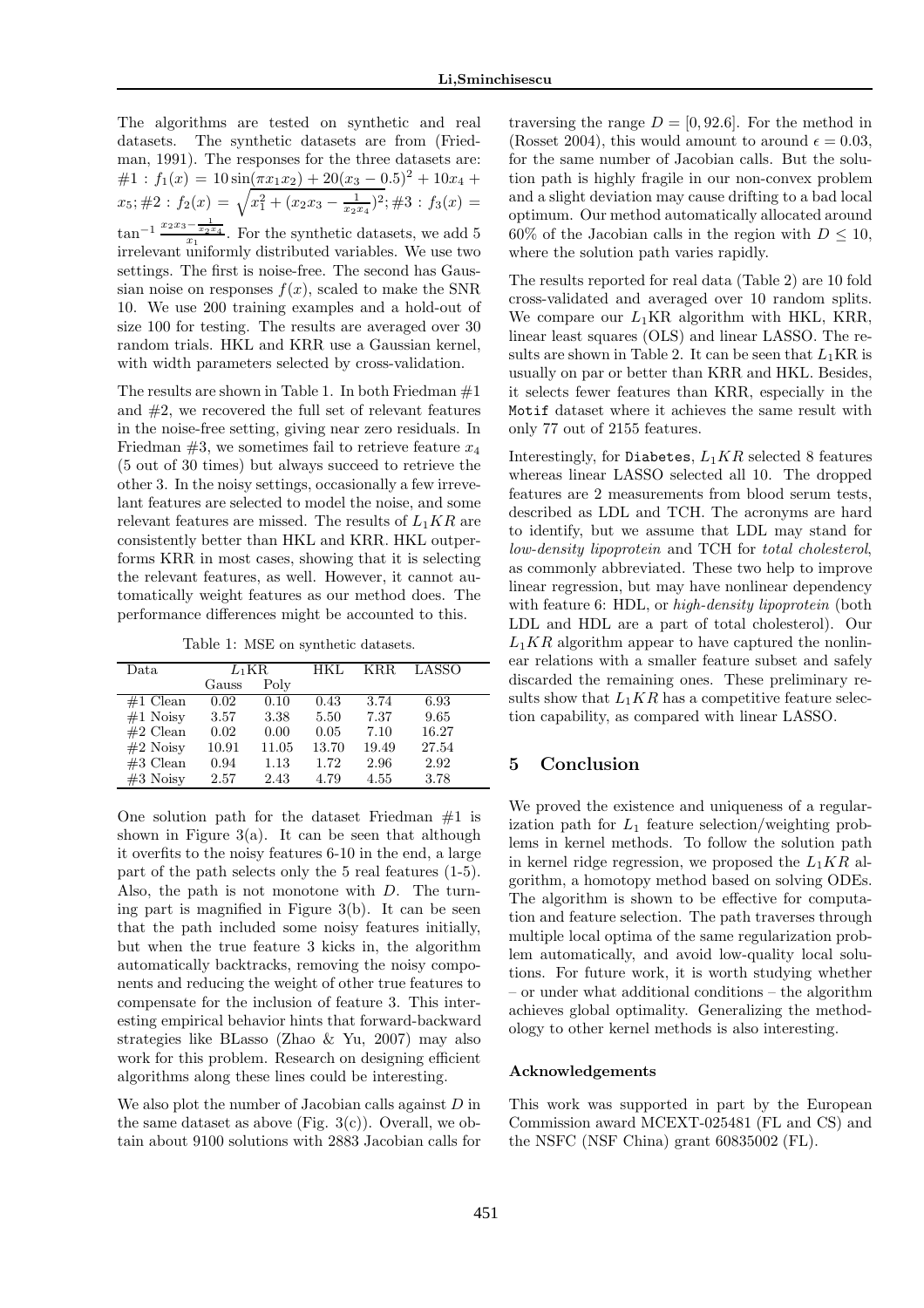The algorithms are tested on synthetic and real datasets. The synthetic datasets are from (Friedman, 1991). The responses for the three datasets are: #1 : $f_1(x) = 10\sin(\pi x_1 x_2) + 20(x_3 - 0.5)^2 + 10x_4 + x_5$; #2 : $f_2(x) = \sqrt{x_1^2 + (x_2 x_3 - \frac{1}{x_2 x_4})^2}$; #3 : $f_3(x) = \tan^{-1}\frac{x_2 x_3 - \frac{1}{x_2 x_4}}{x_1}$. For the synthetic datasets, we add 5 irrelevant uniformly distributed variables. We use two settings. The first is noise-free. The second has Gaussian noise on responses $f(x)$, scaled to make the SNR 10. We use 200 training examples and a hold-out of size 100 for testing. The results are averaged over 30 random trials. HKL and KRR use a Gaussian kernel, with width parameters selected by cross-validation.

The results are shown in Table 1. In both Friedman #1 and #2, we recovered the full set of relevant features in the noise-free setting, giving near zero residuals. In Friedman #3, we sometimes fail to retrieve feature $x_4$ (5 out of 30 times) but always succeed to retrieve the other 3. In the noisy settings, occasionally a few irrevelant features are selected to model the noise, and some relevant features are missed. The results of $L_1KR$ are consistently better than HKL and KRR. HKL outperforms KRR in most cases, showing that it is selecting the relevant features, as well. However, it cannot automatically weight features as our method does. The performance differences might be accounted to this.

Table 1: MSE on synthetic datasets.

| Data | $L_1$KR | | HKL | KRR | LASSO |
|---|---|---|---|---|---|
| | Gauss | Poly | | | |
| #1 Clean | 0.02 | 0.10 | 0.43 | 3.74 | 6.93 |
| #1 Noisy | 3.57 | 3.38 | 5.50 | 7.37 | 9.65 |
| #2 Clean | 0.02 | 0.00 | 0.05 | 7.10 | 16.27 |
| #2 Noisy | 10.91 | 11.05 | 13.70 | 19.49 | 27.54 |
| #3 Clean | 0.94 | 1.13 | 1.72 | 2.96 | 2.92 |
| #3 Noisy | 2.57 | 2.43 | 4.79 | 4.55 | 3.78 |

One solution path for the dataset Friedman #1 is shown in Figure 3(a). It can be seen that although it overfits to the noisy features 6-10 in the end, a large part of the path selects only the 5 real features (1-5). Also, the path is not monotone with $D$. The turning part is magnified in Figure 3(b). It can be seen that the path included some noisy features initially, but when the true feature 3 kicks in, the algorithm automatically backtracks, removing the noisy components and reducing the weight of other true features to compensate for the inclusion of feature 3. This interesting empirical behavior hints that forward-backward strategies like BLasso (Zhao & Yu, 2007) may also work for this problem. Research on designing efficient algorithms along these lines could be interesting.

We also plot the number of Jacobian calls against $D$ in the same dataset as above (Fig. 3(c)). Overall, we obtain about 9100 solutions with 2883 Jacobian calls for traversing the range $D = [0, 92.6]$. For the method in (Rosset 2004), this would amount to around $\epsilon = 0.03$, for the same number of Jacobian calls. But the solution path is highly fragile in our non-convex problem and a slight deviation may cause drifting to a bad local optimum. Our method automatically allocated around 60% of the Jacobian calls in the region with $D \leq 10$, where the solution path varies rapidly.

The results reported for real data (Table 2) are 10 fold cross-validated and averaged over 10 random splits. We compare our $L_1$KR algorithm with HKL, KRR, linear least squares (OLS) and linear LASSO. The results are shown in Table 2. It can be seen that $L_1$KR is usually on par or better than KRR and HKL. Besides, it selects fewer features than KRR, especially in the Motif dataset where it achieves the same result with only 77 out of 2155 features.

Interestingly, for Diabetes, $L_1KR$ selected 8 features whereas linear LASSO selected all 10. The dropped features are 2 measurements from blood serum tests, described as LDL and TCH. The acronyms are hard to identify, but we assume that LDL may stand for *low-density lipoprotein* and TCH for *total cholesterol*, as commonly abbreviated. These two help to improve linear regression, but may have nonlinear dependency with feature 6: HDL, or *high-density lipoprotein* (both LDL and HDL are a part of total cholesterol). Our $L_1KR$ algorithm appear to have captured the nonlinear relations with a smaller feature subset and safely discarded the remaining ones. These preliminary results show that $L_1KR$ has a competitive feature selection capability, as compared with linear LASSO.

## 5 Conclusion

We proved the existence and uniqueness of a regularization path for $L_1$ feature selection/weighting problems in kernel methods. To follow the solution path in kernel ridge regression, we proposed the $L_1KR$ algorithm, a homotopy method based on solving ODEs. The algorithm is shown to be effective for computation and feature selection. The path traverses through multiple local optima of the same regularization problem automatically, and avoid low-quality local solutions. For future work, it is worth studying whether – or under what additional conditions – the algorithm achieves global optimality. Generalizing the methodology to other kernel methods is also interesting.

### Acknowledgements

This work was supported in part by the European Commission award MCEXT-025481 (FL and CS) and the NSFC (NSF China) grant 60835002 (FL).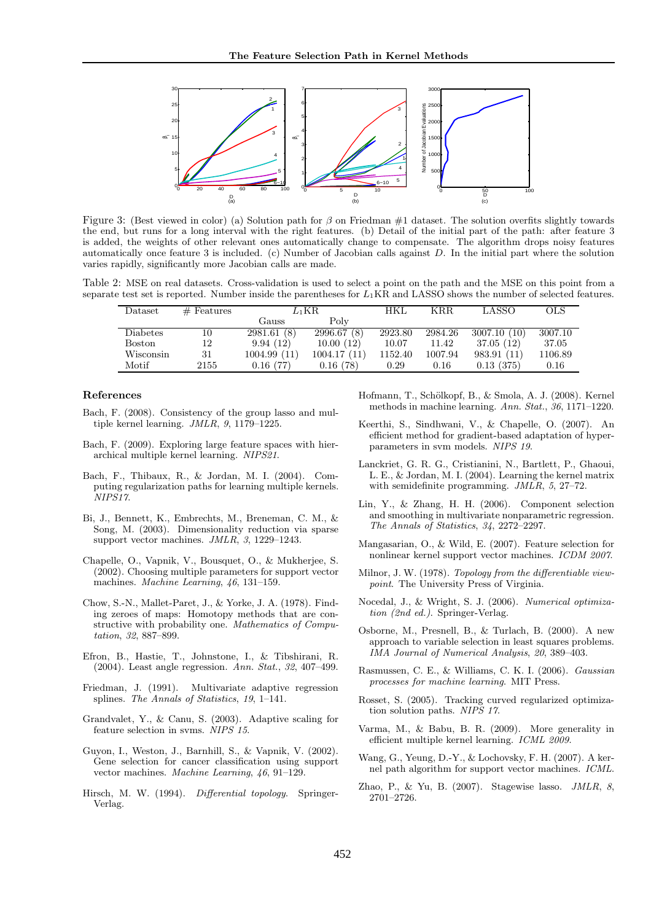30
25
20
15
10
5
0
0 20 40 60 80 100
D
(a)

7
6
5
4
3
2
1
0
0 5 10
D
(b)

3000
2500
2000
1500
1000
500
0
0 50 100
D
(c)
Number of Jacobian Evaluations

Figure 3: (Best viewed in color) (a) Solution path for $\beta$ on Friedman #1 dataset. The solution overfits slightly towards the end, but runs for a long interval with the right features. (b) Detail of the initial part of the path: after feature 3 is added, the weights of other relevant ones automatically change to compensate. The algorithm drops noisy features automatically once feature 3 is included. (c) Number of Jacobian calls against $D$. In the initial part where the solution varies rapidly, significantly more Jacobian calls are made.

Table 2: MSE on real datasets. Cross-validation is used to select a point on the path and the MSE on this point from a separate test set is reported. Number inside the parentheses for $L_1$KR and LASSO shows the number of selected features.

| Dataset | # Features | $L_1$KR | | HKL | KRR | LASSO | OLS |
|---|---|---|---|---|---|---|---|
| | | Gauss | Poly | | | | |
| Diabetes | 10 | 2981.61 (8) | 2996.67 (8) | 2923.80 | 2984.26 | 3007.10 (10) | 3007.10 |
| Boston | 12 | 9.94 (12) | 10.00 (12) | 10.07 | 11.42 | 37.05 (12) | 37.05 |
| Wisconsin | 31 | 1004.99 (11) | 1004.17 (11) | 1152.40 | 1007.94 | 983.91 (11) | 1106.89 |
| Motif | 2155 | 0.16 (77) | 0.16 (78) | 0.29 | 0.16 | 0.13 (375) | 0.16 |

## References

Bach, F. (2008). Consistency of the group lasso and multiple kernel learning. *JMLR*, *9*, 1179–1225.

Bach, F. (2009). Exploring large feature spaces with hierarchical multiple kernel learning. *NIPS21*.

Bach, F., Thibaux, R., & Jordan, M. I. (2004). Computing regularization paths for learning multiple kernels. *NIPS17*.

Bi, J., Bennett, K., Embrechts, M., Breneman, C. M., & Song, M. (2003). Dimensionality reduction via sparse support vector machines. *JMLR*, *3*, 1229–1243.

Chapelle, O., Vapnik, V., Bousquet, O., & Mukherjee, S. (2002). Choosing multiple parameters for support vector machines. *Machine Learning*, *46*, 131–159.

Chow, S.-N., Mallet-Paret, J., & Yorke, J. A. (1978). Finding zeroes of maps: Homotopy methods that are constructive with probability one. *Mathematics of Computation*, *32*, 887–899.

Efron, B., Hastie, T., Johnstone, I., & Tibshirani, R. (2004). Least angle regression. *Ann. Stat.*, *32*, 407–499.

Friedman, J. (1991). Multivariate adaptive regression splines. *The Annals of Statistics*, *19*, 1–141.

Grandvalet, Y., & Canu, S. (2003). Adaptive scaling for feature selection in svms. *NIPS 15*.

Guyon, I., Weston, J., Barnhill, S., & Vapnik, V. (2002). Gene selection for cancer classification using support vector machines. *Machine Learning*, *46*, 91–129.

Hirsch, M. W. (1994). *Differential topology*. Springer-Verlag.

Hofmann, T., Schölkopf, B., & Smola, A. J. (2008). Kernel methods in machine learning. *Ann. Stat.*, *36*, 1171–1220.

Keerthi, S., Sindhwani, V., & Chapelle, O. (2007). An efficient method for gradient-based adaptation of hyperparameters in svm models. *NIPS 19*.

Lanckriet, G. R. G., Cristianini, N., Bartlett, P., Ghaoui, L. E., & Jordan, M. I. (2004). Learning the kernel matrix with semidefinite programming. *JMLR*, *5*, 27–72.

Lin, Y., & Zhang, H. H. (2006). Component selection and smoothing in multivariate nonparametric regression. *The Annals of Statistics*, *34*, 2272–2297.

Mangasarian, O., & Wild, E. (2007). Feature selection for nonlinear kernel support vector machines. *ICDM 2007*.

Milnor, J. W. (1978). *Topology from the differentiable viewpoint*. The University Press of Virginia.

Nocedal, J., & Wright, S. J. (2006). *Numerical optimization (2nd ed.)*. Springer-Verlag.

Osborne, M., Presnell, B., & Turlach, B. (2000). A new approach to variable selection in least squares problems. *IMA Journal of Numerical Analysis*, *20*, 389–403.

Rasmussen, C. E., & Williams, C. K. I. (2006). *Gaussian processes for machine learning*. MIT Press.

Rosset, S. (2005). Tracking curved regularized optimization solution paths. *NIPS 17*.

Varma, M., & Babu, B. R. (2009). More generality in efficient multiple kernel learning. *ICML 2009*.

Wang, G., Yeung, D.-Y., & Lochovsky, F. H. (2007). A kernel path algorithm for support vector machines. *ICML*.

Zhao, P., & Yu, B. (2007). Stagewise lasso. *JMLR*, *8*, 2701–2726.